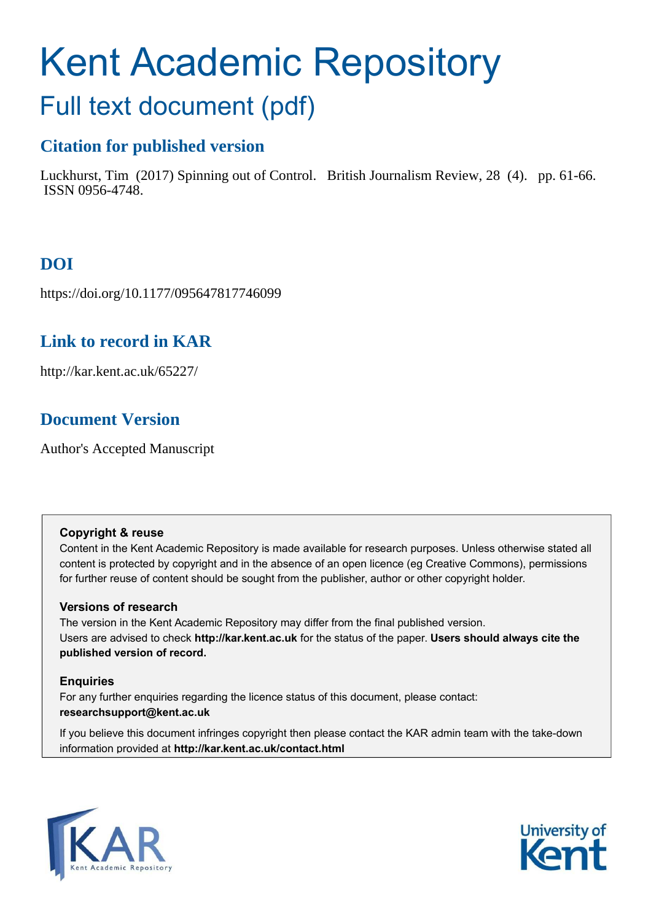# Kent Academic Repository

## Full text document (pdf)

### Citation for published version

Luckhurst, Tim (2017) Spinning out of Control. British Journalism Review, 28 (4). pp. 61-66. ISSN 0956-4748.

### DOI

https://doi.org/10.1177/095647817746099

### Link to record in KAR

http://kar.kent.ac.uk/65227/

### Document Version

Author's Accepted Manuscript

**Copyright & reuse**

Content in the Kent Academic Repository is made available for research purposes. Unless otherwise stated all content is protected by copyright and in the absence of an open licence (eg Creative Commons), permissions for further reuse of content should be sought from the publisher, author or other copyright holder.

**Versions of research**

The version in the Kent Academic Repository may differ from the final published version. Users are advised to check **http://kar.kent.ac.uk** for the status of the paper. **Users should always cite the published version of record.**

**Enquiries**

For any further enquiries regarding the licence status of this document, please contact: **researchsupport@kent.ac.uk**

If you believe this document infringes copyright then please contact the KAR admin team with the take-down information provided at **http://kar.kent.ac.uk/contact.html**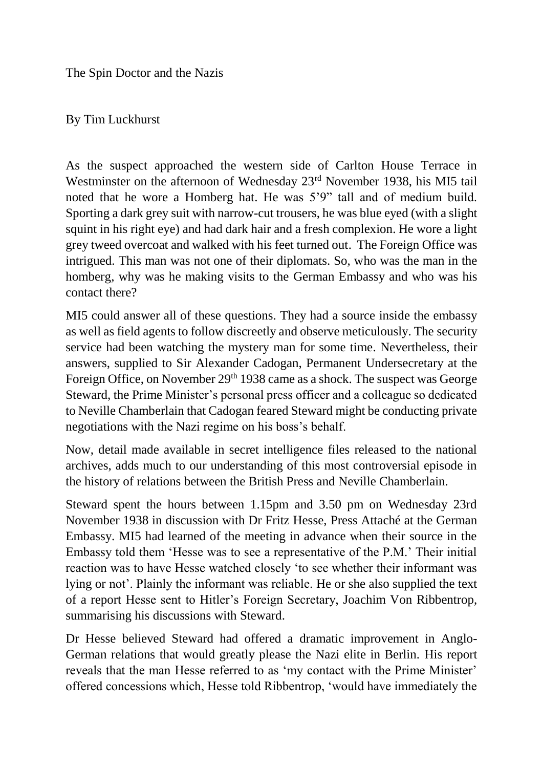The Spin Doctor and the Nazis

By Tim Luckhurst

As the suspect approached the western side of Carlton House Terrace in Westminster on the afternoon of Wednesday 23rd November 1938, his MI5 tail noted that he wore a Homberg hat. He was 5'9" tall and of medium build. Sporting a dark grey suit with narrow-cut trousers, he was blue eyed (with a slight squint in his right eye) and had dark hair and a fresh complexion. He wore a light grey tweed overcoat and walked with his feet turned out. The Foreign Office was intrigued. This man was not one of their diplomats. So, who was the man in the homberg, why was he making visits to the German Embassy and who was his contact there?

MI5 could answer all of these questions. They had a source inside the embassy as well as field agents to follow discreetly and observe meticulously. The security service had been watching the mystery man for some time. Nevertheless, their answers, supplied to Sir Alexander Cadogan, Permanent Undersecretary at the Foreign Office, on November 29th 1938 came as a shock. The suspect was George Steward, the Prime Minister's personal press officer and a colleague so dedicated to Neville Chamberlain that Cadogan feared Steward might be conducting private negotiations with the Nazi regime on his boss's behalf.

Now, detail made available in secret intelligence files released to the national archives, adds much to our understanding of this most controversial episode in the history of relations between the British Press and Neville Chamberlain.

Steward spent the hours between 1.15pm and 3.50 pm on Wednesday 23rd November 1938 in discussion with Dr Fritz Hesse, Press Attaché at the German Embassy. MI5 had learned of the meeting in advance when their source in the Embassy told them 'Hesse was to see a representative of the P.M.' Their initial reaction was to have Hesse watched closely 'to see whether their informant was lying or not'. Plainly the informant was reliable. He or she also supplied the text of a report Hesse sent to Hitler's Foreign Secretary, Joachim Von Ribbentrop, summarising his discussions with Steward.

Dr Hesse believed Steward had offered a dramatic improvement in Anglo-German relations that would greatly please the Nazi elite in Berlin. His report reveals that the man Hesse referred to as 'my contact with the Prime Minister' offered concessions which, Hesse told Ribbentrop, 'would have immediately the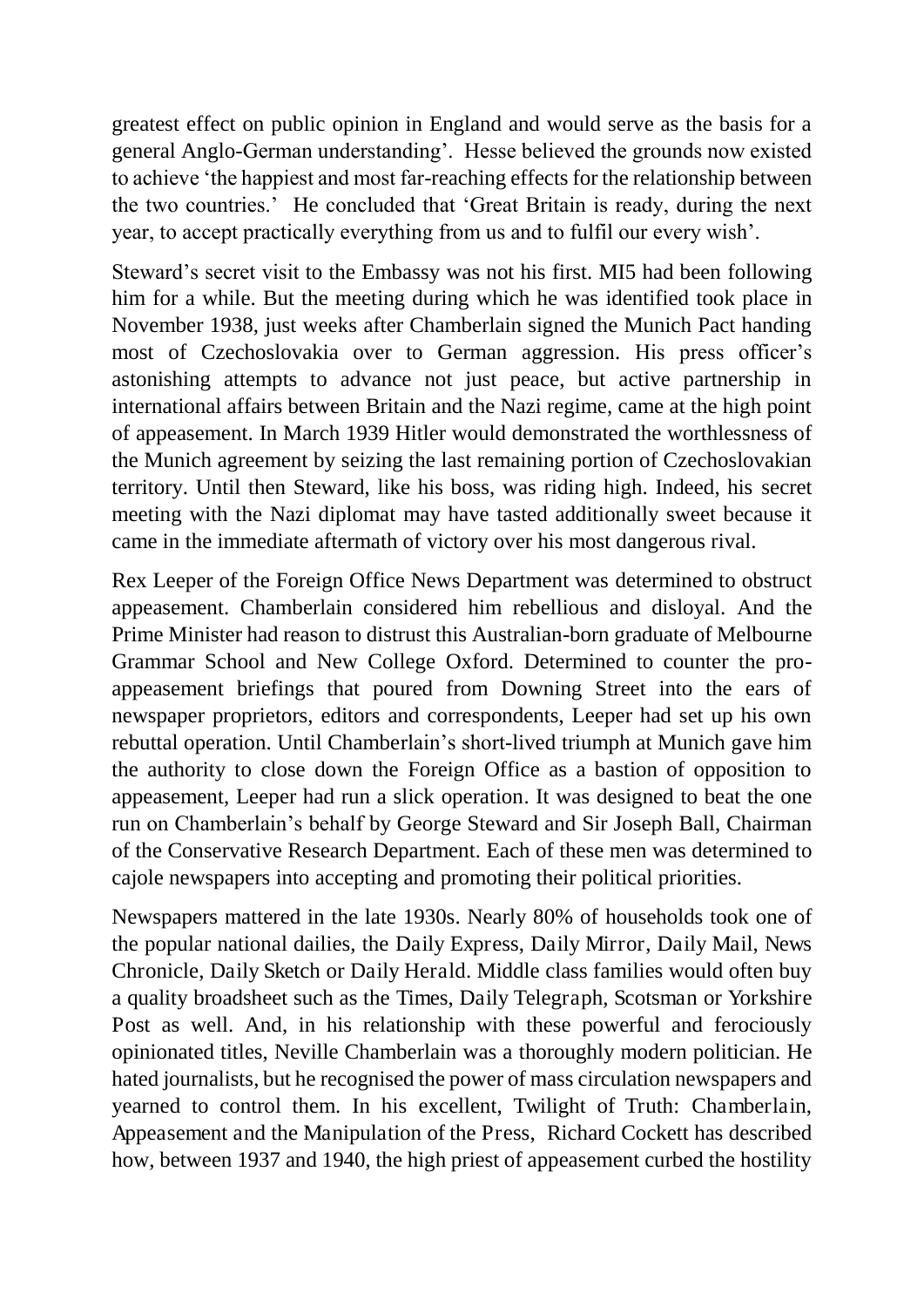greatest effect on public opinion in England and would serve as the basis for a general Anglo-German understanding'. Hesse believed the grounds now existed to achieve 'the happiest and most far-reaching effects for the relationship between the two countries.' He concluded that 'Great Britain is ready, during the next year, to accept practically everything from us and to fulfil our every wish'.

Steward's secret visit to the Embassy was not his first. MI5 had been following him for a while. But the meeting during which he was identified took place in November 1938, just weeks after Chamberlain signed the Munich Pact handing most of Czechoslovakia over to German aggression. His press officer's astonishing attempts to advance not just peace, but active partnership in international affairs between Britain and the Nazi regime, came at the high point of appeasement. In March 1939 Hitler would demonstrated the worthlessness of the Munich agreement by seizing the last remaining portion of Czechoslovakian territory. Until then Steward, like his boss, was riding high. Indeed, his secret meeting with the Nazi diplomat may have tasted additionally sweet because it came in the immediate aftermath of victory over his most dangerous rival.

Rex Leeper of the Foreign Office News Department was determined to obstruct appeasement. Chamberlain considered him rebellious and disloyal. And the Prime Minister had reason to distrust this Australian-born graduate of Melbourne Grammar School and New College Oxford. Determined to counter the pro-appeasement briefings that poured from Downing Street into the ears of newspaper proprietors, editors and correspondents, Leeper had set up his own rebuttal operation. Until Chamberlain's short-lived triumph at Munich gave him the authority to close down the Foreign Office as a bastion of opposition to appeasement, Leeper had run a slick operation. It was designed to beat the one run on Chamberlain's behalf by George Steward and Sir Joseph Ball, Chairman of the Conservative Research Department. Each of these men was determined to cajole newspapers into accepting and promoting their political priorities.

Newspapers mattered in the late 1930s. Nearly 80% of households took one of the popular national dailies, the Daily Express, Daily Mirror, Daily Mail, News Chronicle, Daily Sketch or Daily Herald. Middle class families would often buy a quality broadsheet such as the Times, Daily Telegraph, Scotsman or Yorkshire Post as well. And, in his relationship with these powerful and ferociously opinionated titles, Neville Chamberlain was a thoroughly modern politician. He hated journalists, but he recognised the power of mass circulation newspapers and yearned to control them. In his excellent, Twilight of Truth: Chamberlain, Appeasement and the Manipulation of the Press, Richard Cockett has described how, between 1937 and 1940, the high priest of appeasement curbed the hostility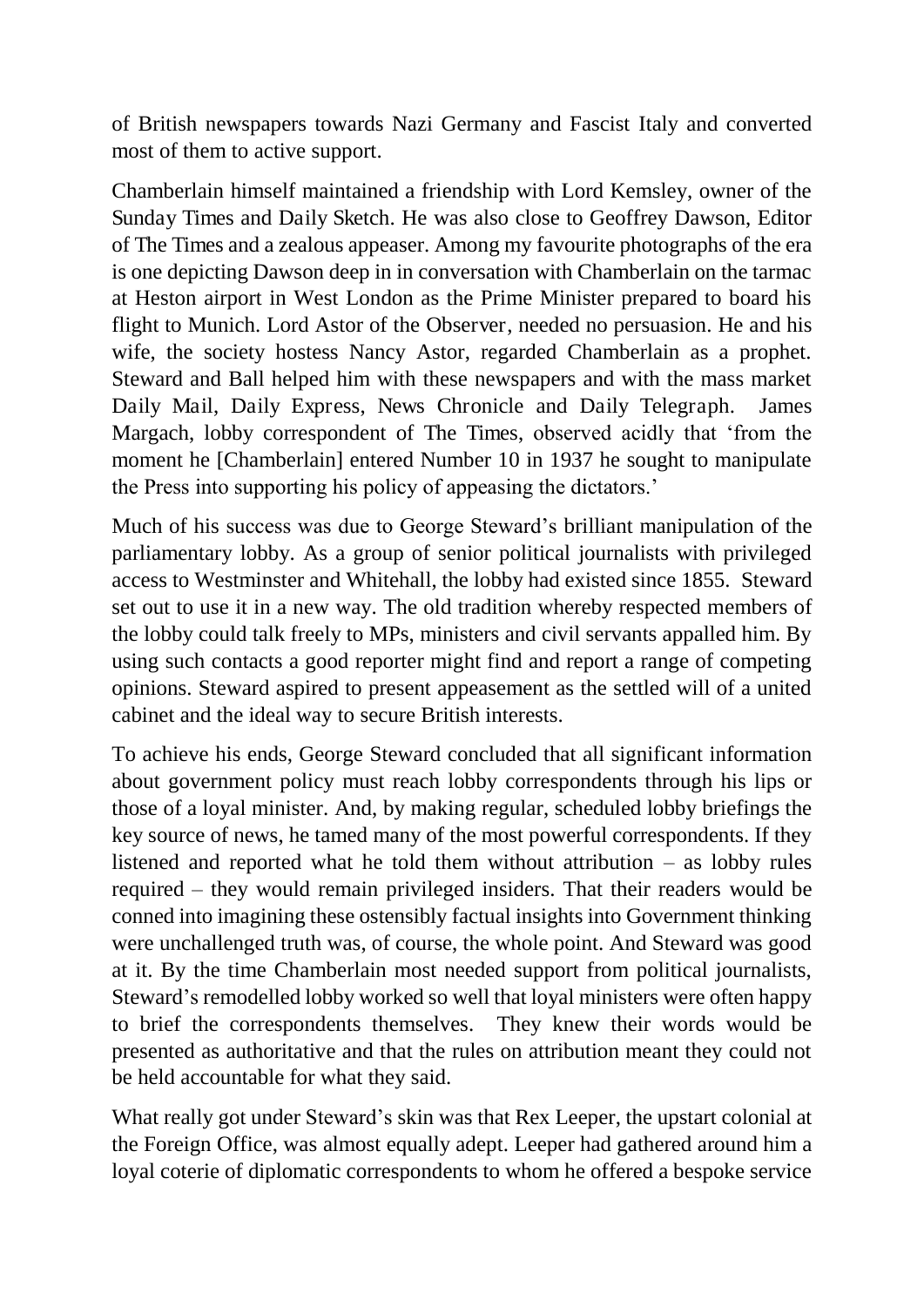of British newspapers towards Nazi Germany and Fascist Italy and converted most of them to active support.

Chamberlain himself maintained a friendship with Lord Kemsley, owner of the Sunday Times and Daily Sketch. He was also close to Geoffrey Dawson, Editor of The Times and a zealous appeaser. Among my favourite photographs of the era is one depicting Dawson deep in in conversation with Chamberlain on the tarmac at Heston airport in West London as the Prime Minister prepared to board his flight to Munich. Lord Astor of the Observer, needed no persuasion. He and his wife, the society hostess Nancy Astor, regarded Chamberlain as a prophet. Steward and Ball helped him with these newspapers and with the mass market Daily Mail, Daily Express, News Chronicle and Daily Telegraph. James Margach, lobby correspondent of The Times, observed acidly that 'from the moment he [Chamberlain] entered Number 10 in 1937 he sought to manipulate the Press into supporting his policy of appeasing the dictators.'

Much of his success was due to George Steward's brilliant manipulation of the parliamentary lobby. As a group of senior political journalists with privileged access to Westminster and Whitehall, the lobby had existed since 1855. Steward set out to use it in a new way. The old tradition whereby respected members of the lobby could talk freely to MPs, ministers and civil servants appalled him. By using such contacts a good reporter might find and report a range of competing opinions. Steward aspired to present appeasement as the settled will of a united cabinet and the ideal way to secure British interests.

To achieve his ends, George Steward concluded that all significant information about government policy must reach lobby correspondents through his lips or those of a loyal minister. And, by making regular, scheduled lobby briefings the key source of news, he tamed many of the most powerful correspondents. If they listened and reported what he told them without attribution – as lobby rules required – they would remain privileged insiders. That their readers would be conned into imagining these ostensibly factual insights into Government thinking were unchallenged truth was, of course, the whole point. And Steward was good at it. By the time Chamberlain most needed support from political journalists, Steward's remodelled lobby worked so well that loyal ministers were often happy to brief the correspondents themselves. They knew their words would be presented as authoritative and that the rules on attribution meant they could not be held accountable for what they said.

What really got under Steward's skin was that Rex Leeper, the upstart colonial at the Foreign Office, was almost equally adept. Leeper had gathered around him a loyal coterie of diplomatic correspondents to whom he offered a bespoke service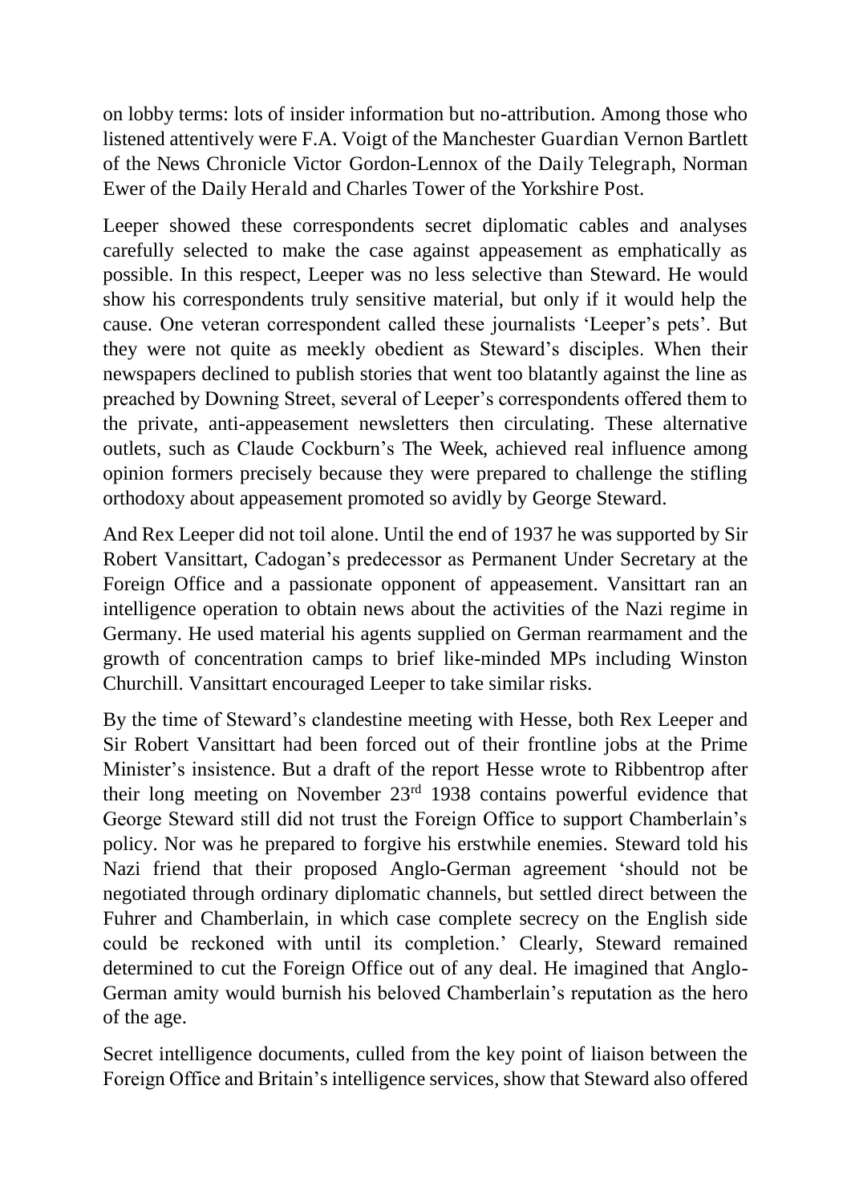on lobby terms: lots of insider information but no-attribution. Among those who listened attentively were F.A. Voigt of the Manchester Guardian Vernon Bartlett of the News Chronicle Victor Gordon-Lennox of the Daily Telegraph, Norman Ewer of the Daily Herald and Charles Tower of the Yorkshire Post.

Leeper showed these correspondents secret diplomatic cables and analyses carefully selected to make the case against appeasement as emphatically as possible. In this respect, Leeper was no less selective than Steward. He would show his correspondents truly sensitive material, but only if it would help the cause. One veteran correspondent called these journalists 'Leeper's pets'. But they were not quite as meekly obedient as Steward's disciples. When their newspapers declined to publish stories that went too blatantly against the line as preached by Downing Street, several of Leeper's correspondents offered them to the private, anti-appeasement newsletters then circulating. These alternative outlets, such as Claude Cockburn's The Week, achieved real influence among opinion formers precisely because they were prepared to challenge the stifling orthodoxy about appeasement promoted so avidly by George Steward.

And Rex Leeper did not toil alone. Until the end of 1937 he was supported by Sir Robert Vansittart, Cadogan's predecessor as Permanent Under Secretary at the Foreign Office and a passionate opponent of appeasement. Vansittart ran an intelligence operation to obtain news about the activities of the Nazi regime in Germany. He used material his agents supplied on German rearmament and the growth of concentration camps to brief like-minded MPs including Winston Churchill. Vansittart encouraged Leeper to take similar risks.

By the time of Steward's clandestine meeting with Hesse, both Rex Leeper and Sir Robert Vansittart had been forced out of their frontline jobs at the Prime Minister's insistence. But a draft of the report Hesse wrote to Ribbentrop after their long meeting on November 23rd 1938 contains powerful evidence that George Steward still did not trust the Foreign Office to support Chamberlain's policy. Nor was he prepared to forgive his erstwhile enemies. Steward told his Nazi friend that their proposed Anglo-German agreement 'should not be negotiated through ordinary diplomatic channels, but settled direct between the Fuhrer and Chamberlain, in which case complete secrecy on the English side could be reckoned with until its completion.' Clearly, Steward remained determined to cut the Foreign Office out of any deal. He imagined that Anglo-German amity would burnish his beloved Chamberlain's reputation as the hero of the age.

Secret intelligence documents, culled from the key point of liaison between the Foreign Office and Britain's intelligence services, show that Steward also offered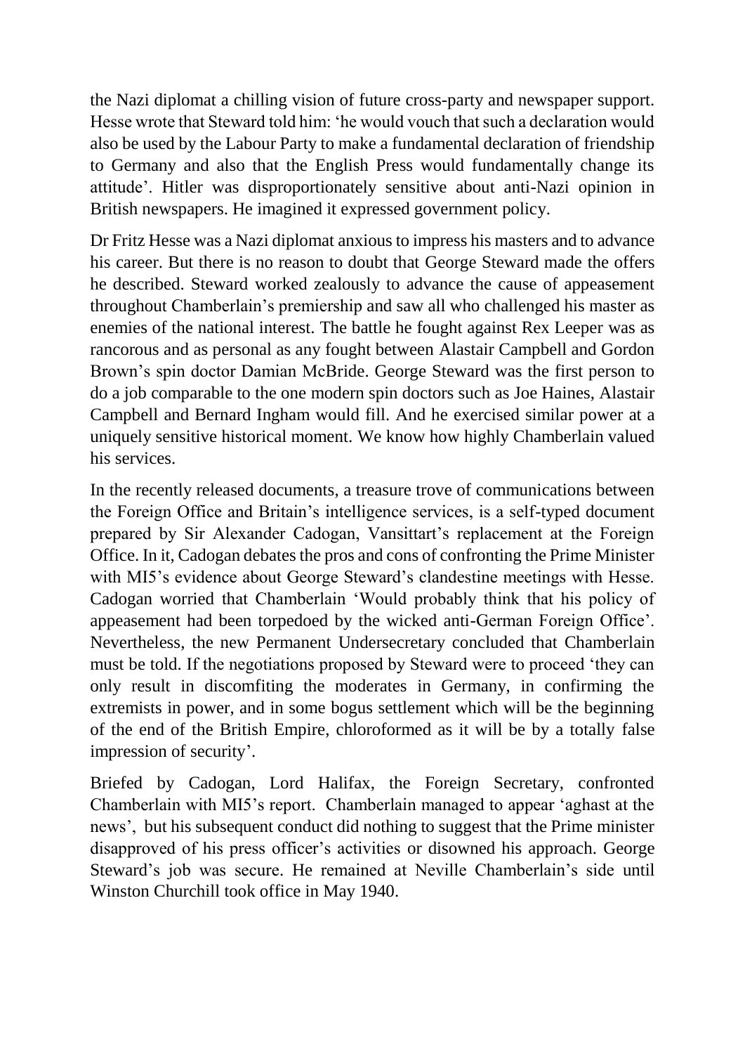the Nazi diplomat a chilling vision of future cross-party and newspaper support. Hesse wrote that Steward told him: 'he would vouch that such a declaration would also be used by the Labour Party to make a fundamental declaration of friendship to Germany and also that the English Press would fundamentally change its attitude'. Hitler was disproportionately sensitive about anti-Nazi opinion in British newspapers. He imagined it expressed government policy.

Dr Fritz Hesse was a Nazi diplomat anxious to impress his masters and to advance his career. But there is no reason to doubt that George Steward made the offers he described. Steward worked zealously to advance the cause of appeasement throughout Chamberlain's premiership and saw all who challenged his master as enemies of the national interest. The battle he fought against Rex Leeper was as rancorous and as personal as any fought between Alastair Campbell and Gordon Brown's spin doctor Damian McBride. George Steward was the first person to do a job comparable to the one modern spin doctors such as Joe Haines, Alastair Campbell and Bernard Ingham would fill. And he exercised similar power at a uniquely sensitive historical moment. We know how highly Chamberlain valued his services.

In the recently released documents, a treasure trove of communications between the Foreign Office and Britain's intelligence services, is a self-typed document prepared by Sir Alexander Cadogan, Vansittart's replacement at the Foreign Office. In it, Cadogan debates the pros and cons of confronting the Prime Minister with MI5's evidence about George Steward's clandestine meetings with Hesse. Cadogan worried that Chamberlain 'Would probably think that his policy of appeasement had been torpedoed by the wicked anti-German Foreign Office'. Nevertheless, the new Permanent Undersecretary concluded that Chamberlain must be told. If the negotiations proposed by Steward were to proceed 'they can only result in discomfiting the moderates in Germany, in confirming the extremists in power, and in some bogus settlement which will be the beginning of the end of the British Empire, chloroformed as it will be by a totally false impression of security'.

Briefed by Cadogan, Lord Halifax, the Foreign Secretary, confronted Chamberlain with MI5's report. Chamberlain managed to appear 'aghast at the news', but his subsequent conduct did nothing to suggest that the Prime minister disapproved of his press officer's activities or disowned his approach. George Steward's job was secure. He remained at Neville Chamberlain's side until Winston Churchill took office in May 1940.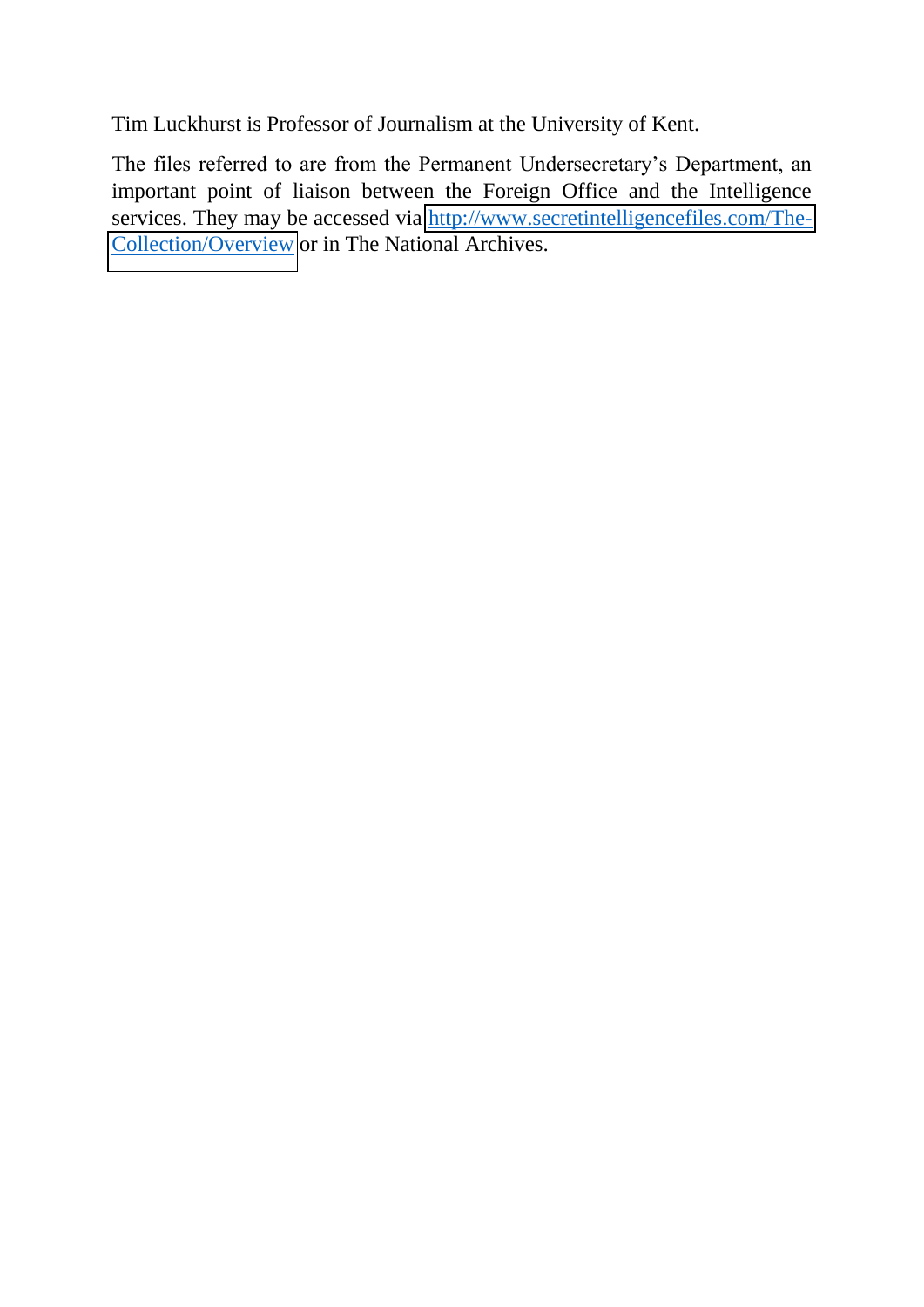Tim Luckhurst is Professor of Journalism at the University of Kent.

The files referred to are from the Permanent Undersecretary's Department, an important point of liaison between the Foreign Office and the Intelligence services. They may be accessed via [http://www.secretintelligencefiles.com/The-Collection/Overview](http://www.secretintelligencefiles.com/The-Collection/Overview) or in The National Archives.